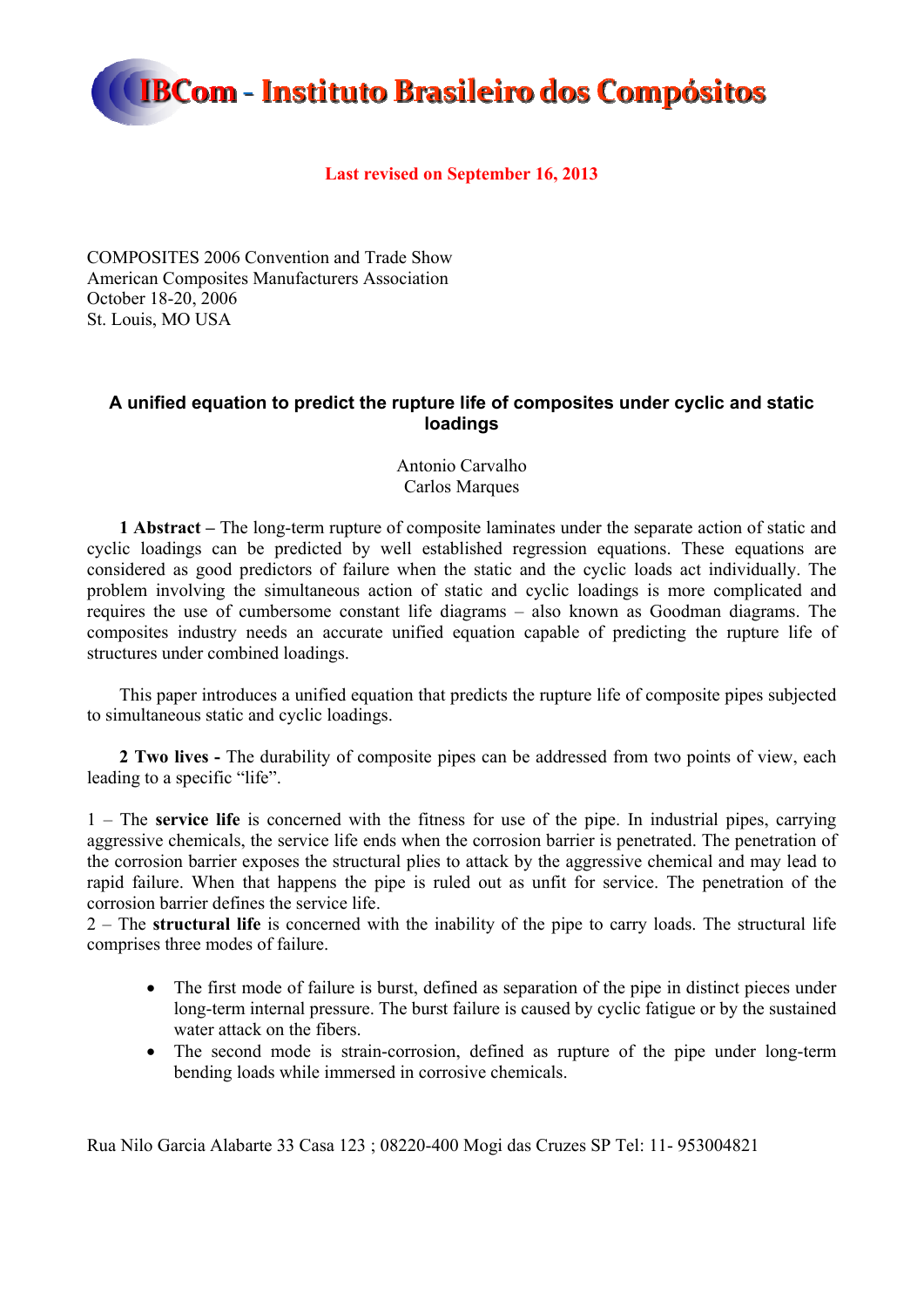# IBCom - Instituto Brasileiro dos Compósitos

**Last revised on September 16, 2013**

COMPOSITES 2006 Convention and Trade Show
American Composites Manufacturers Association
October 18-20, 2006
St. Louis, MO USA

## A unified equation to predict the rupture life of composites under cyclic and static loadings

Antonio Carvalho
Carlos Marques

**1 Abstract –** The long-term rupture of composite laminates under the separate action of static and cyclic loadings can be predicted by well established regression equations. These equations are considered as good predictors of failure when the static and the cyclic loads act individually. The problem involving the simultaneous action of static and cyclic loadings is more complicated and requires the use of cumbersome constant life diagrams – also known as Goodman diagrams. The composites industry needs an accurate unified equation capable of predicting the rupture life of structures under combined loadings.

This paper introduces a unified equation that predicts the rupture life of composite pipes subjected to simultaneous static and cyclic loadings.

**2 Two lives -** The durability of composite pipes can be addressed from two points of view, each leading to a specific "life".

1 – The **service life** is concerned with the fitness for use of the pipe. In industrial pipes, carrying aggressive chemicals, the service life ends when the corrosion barrier is penetrated. The penetration of the corrosion barrier exposes the structural plies to attack by the aggressive chemical and may lead to rapid failure. When that happens the pipe is ruled out as unfit for service. The penetration of the corrosion barrier defines the service life.

2 – The **structural life** is concerned with the inability of the pipe to carry loads. The structural life comprises three modes of failure.

- The first mode of failure is burst, defined as separation of the pipe in distinct pieces under long-term internal pressure. The burst failure is caused by cyclic fatigue or by the sustained water attack on the fibers.
- The second mode is strain-corrosion, defined as rupture of the pipe under long-term bending loads while immersed in corrosive chemicals.

Rua Nilo Garcia Alabarte 33 Casa 123 ; 08220-400 Mogi das Cruzes SP Tel: 11- 953004821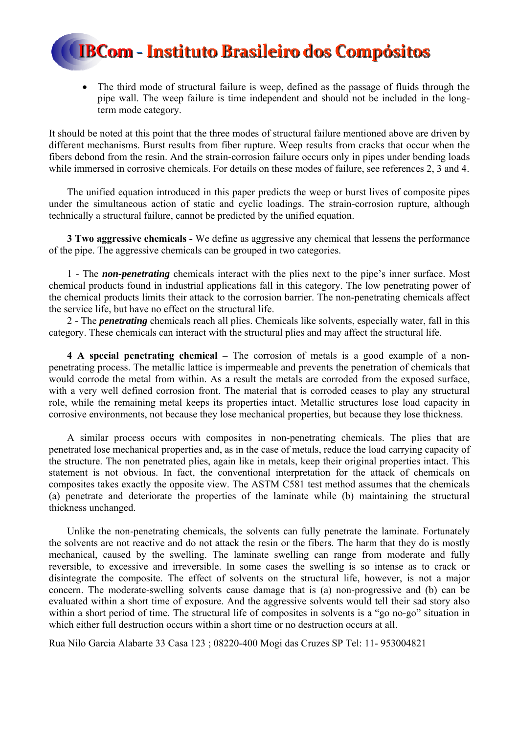- The third mode of structural failure is weep, defined as the passage of fluids through the pipe wall. The weep failure is time independent and should not be included in the long-term mode category.

It should be noted at this point that the three modes of structural failure mentioned above are driven by different mechanisms. Burst results from fiber rupture. Weep results from cracks that occur when the fibers debond from the resin. And the strain-corrosion failure occurs only in pipes under bending loads while immersed in corrosive chemicals. For details on these modes of failure, see references 2, 3 and 4.

The unified equation introduced in this paper predicts the weep or burst lives of composite pipes under the simultaneous action of static and cyclic loadings. The strain-corrosion rupture, although technically a structural failure, cannot be predicted by the unified equation.

**3 Two aggressive chemicals -** We define as aggressive any chemical that lessens the performance of the pipe. The aggressive chemicals can be grouped in two categories.

1 - The ***non-penetrating*** chemicals interact with the plies next to the pipe's inner surface. Most chemical products found in industrial applications fall in this category. The low penetrating power of the chemical products limits their attack to the corrosion barrier. The non-penetrating chemicals affect the service life, but have no effect on the structural life.

2 - The ***penetrating*** chemicals reach all plies. Chemicals like solvents, especially water, fall in this category. These chemicals can interact with the structural plies and may affect the structural life.

**4 A special penetrating chemical –** The corrosion of metals is a good example of a non-penetrating process. The metallic lattice is impermeable and prevents the penetration of chemicals that would corrode the metal from within. As a result the metals are corroded from the exposed surface, with a very well defined corrosion front. The material that is corroded ceases to play any structural role, while the remaining metal keeps its properties intact. Metallic structures lose load capacity in corrosive environments, not because they lose mechanical properties, but because they lose thickness.

A similar process occurs with composites in non-penetrating chemicals. The plies that are penetrated lose mechanical properties and, as in the case of metals, reduce the load carrying capacity of the structure. The non penetrated plies, again like in metals, keep their original properties intact. This statement is not obvious. In fact, the conventional interpretation for the attack of chemicals on composites takes exactly the opposite view. The ASTM C581 test method assumes that the chemicals (a) penetrate and deteriorate the properties of the laminate while (b) maintaining the structural thickness unchanged.

Unlike the non-penetrating chemicals, the solvents can fully penetrate the laminate. Fortunately the solvents are not reactive and do not attack the resin or the fibers. The harm that they do is mostly mechanical, caused by the swelling. The laminate swelling can range from moderate and fully reversible, to excessive and irreversible. In some cases the swelling is so intense as to crack or disintegrate the composite. The effect of solvents on the structural life, however, is not a major concern. The moderate-swelling solvents cause damage that is (a) non-progressive and (b) can be evaluated within a short time of exposure. And the aggressive solvents would tell their sad story also within a short period of time. The structural life of composites in solvents is a "go no-go" situation in which either full destruction occurs within a short time or no destruction occurs at all.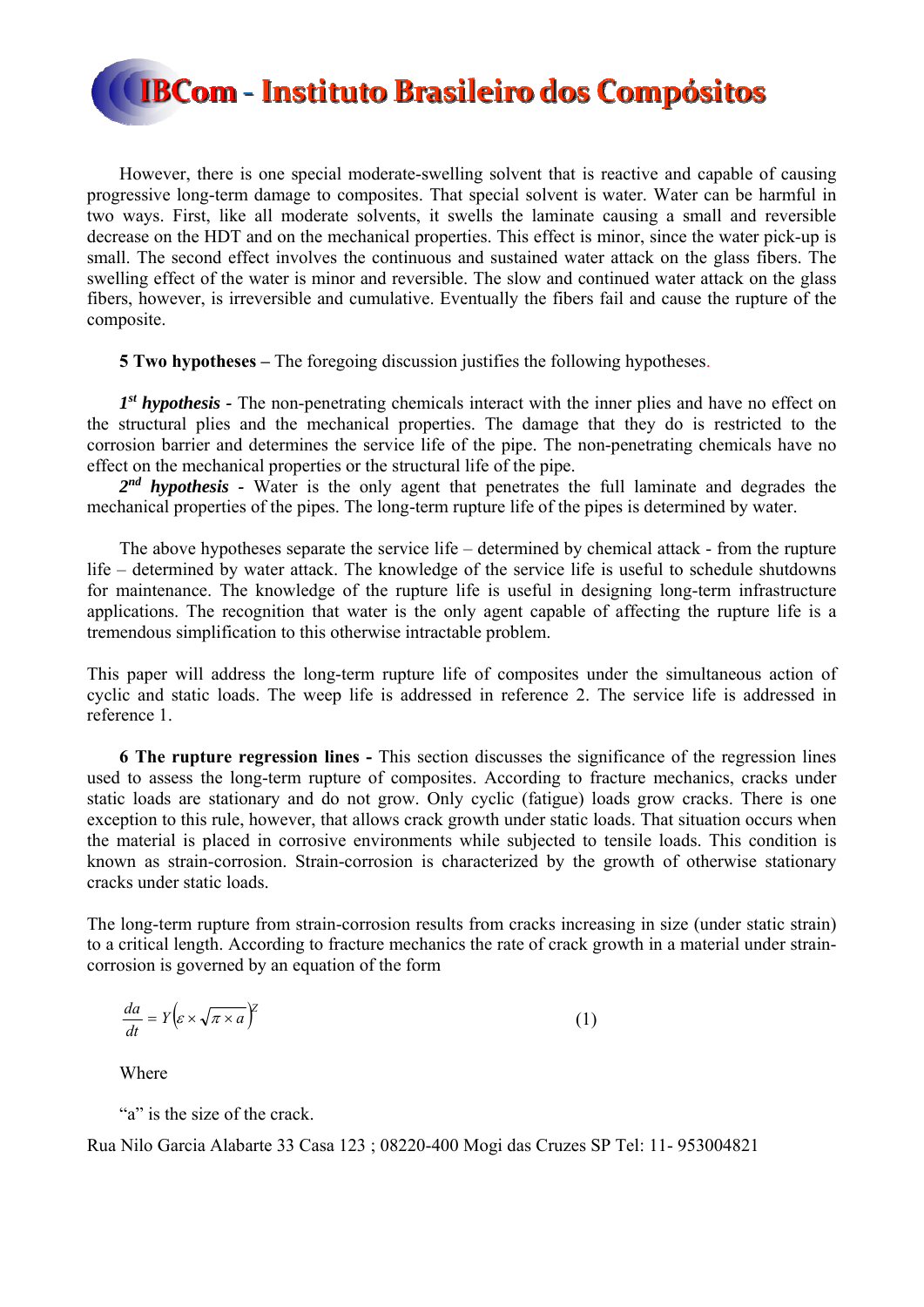However, there is one special moderate-swelling solvent that is reactive and capable of causing progressive long-term damage to composites. That special solvent is water. Water can be harmful in two ways. First, like all moderate solvents, it swells the laminate causing a small and reversible decrease on the HDT and on the mechanical properties. This effect is minor, since the water pick-up is small. The second effect involves the continuous and sustained water attack on the glass fibers. The swelling effect of the water is minor and reversible. The slow and continued water attack on the glass fibers, however, is irreversible and cumulative. Eventually the fibers fail and cause the rupture of the composite.

**5 Two hypotheses –** The foregoing discussion justifies the following hypotheses.

***1st hypothesis*** - The non-penetrating chemicals interact with the inner plies and have no effect on the structural plies and the mechanical properties. The damage that they do is restricted to the corrosion barrier and determines the service life of the pipe. The non-penetrating chemicals have no effect on the mechanical properties or the structural life of the pipe.

***2nd hypothesis*** - Water is the only agent that penetrates the full laminate and degrades the mechanical properties of the pipes. The long-term rupture life of the pipes is determined by water.

The above hypotheses separate the service life – determined by chemical attack - from the rupture life – determined by water attack. The knowledge of the service life is useful to schedule shutdowns for maintenance. The knowledge of the rupture life is useful in designing long-term infrastructure applications. The recognition that water is the only agent capable of affecting the rupture life is a tremendous simplification to this otherwise intractable problem.

This paper will address the long-term rupture life of composites under the simultaneous action of cyclic and static loads. The weep life is addressed in reference 2. The service life is addressed in reference 1.

**6 The rupture regression lines -** This section discusses the significance of the regression lines used to assess the long-term rupture of composites. According to fracture mechanics, cracks under static loads are stationary and do not grow. Only cyclic (fatigue) loads grow cracks. There is one exception to this rule, however, that allows crack growth under static loads. That situation occurs when the material is placed in corrosive environments while subjected to tensile loads. This condition is known as strain-corrosion. Strain-corrosion is characterized by the growth of otherwise stationary cracks under static loads.

The long-term rupture from strain-corrosion results from cracks increasing in size (under static strain) to a critical length. According to fracture mechanics the rate of crack growth in a material under strain-corrosion is governed by an equation of the form

$$\frac{da}{dt} = Y\left(\varepsilon \times \sqrt{\pi \times a}\right)^{Z} \tag{1}$$

Where

"a" is the size of the crack.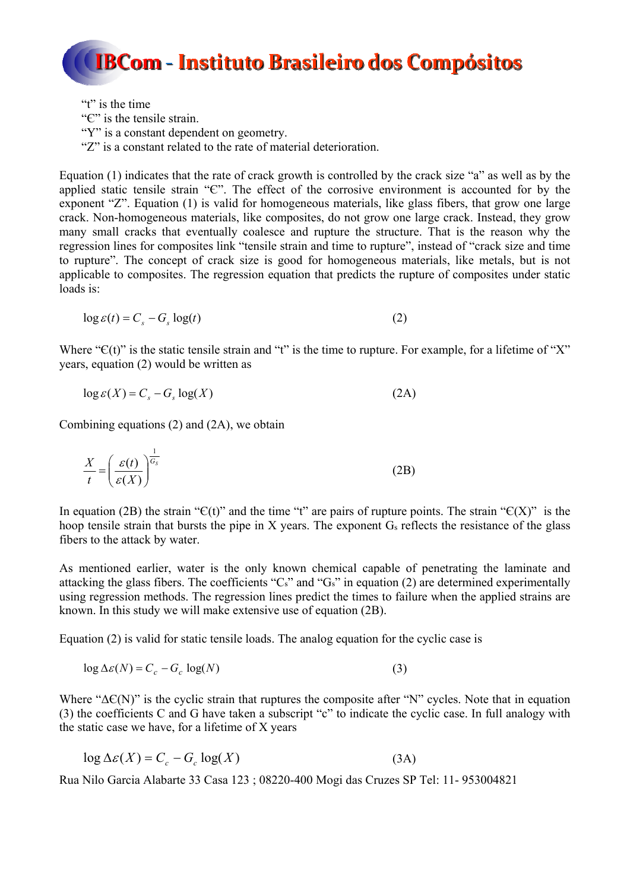"t" is the time
"Є" is the tensile strain.
"Y" is a constant dependent on geometry.
"Z" is a constant related to the rate of material deterioration.

Equation (1) indicates that the rate of crack growth is controlled by the crack size "a" as well as by the applied static tensile strain "Є". The effect of the corrosive environment is accounted for by the exponent "Z". Equation (1) is valid for homogeneous materials, like glass fibers, that grow one large crack. Non-homogeneous materials, like composites, do not grow one large crack. Instead, they grow many small cracks that eventually coalesce and rupture the structure. That is the reason why the regression lines for composites link "tensile strain and time to rupture", instead of "crack size and time to rupture". The concept of crack size is good for homogeneous materials, like metals, but is not applicable to composites. The regression equation that predicts the rupture of composites under static loads is:

$$\log \varepsilon(t) = C_s - G_s \log(t) \tag{2}$$

Where "Є(t)" is the static tensile strain and "t" is the time to rupture. For example, for a lifetime of "X" years, equation (2) would be written as

$$\log \varepsilon(X) = C_s - G_s \log(X) \tag{2A}$$

Combining equations (2) and (2A), we obtain

$$\frac{X}{t} = \left( \frac{\varepsilon(t)}{\varepsilon(X)} \right)^{\frac{1}{G_s}} \tag{2B}$$

In equation (2B) the strain "Є(t)" and the time "t" are pairs of rupture points. The strain "Є(X)" is the hoop tensile strain that bursts the pipe in X years. The exponent $G_s$ reflects the resistance of the glass fibers to the attack by water.

As mentioned earlier, water is the only known chemical capable of penetrating the laminate and attacking the glass fibers. The coefficients "$C_s$" and "$G_s$" in equation (2) are determined experimentally using regression methods. The regression lines predict the times to failure when the applied strains are known. In this study we will make extensive use of equation (2B).

Equation (2) is valid for static tensile loads. The analog equation for the cyclic case is

$$\log \Delta\varepsilon(N) = C_c - G_c \log(N) \tag{3}$$

Where "ΔЄ(N)" is the cyclic strain that ruptures the composite after "N" cycles. Note that in equation (3) the coefficients C and G have taken a subscript "c" to indicate the cyclic case. In full analogy with the static case we have, for a lifetime of X years

$$\log \Delta\varepsilon(X) = C_c - G_c \log(X) \tag{3A}$$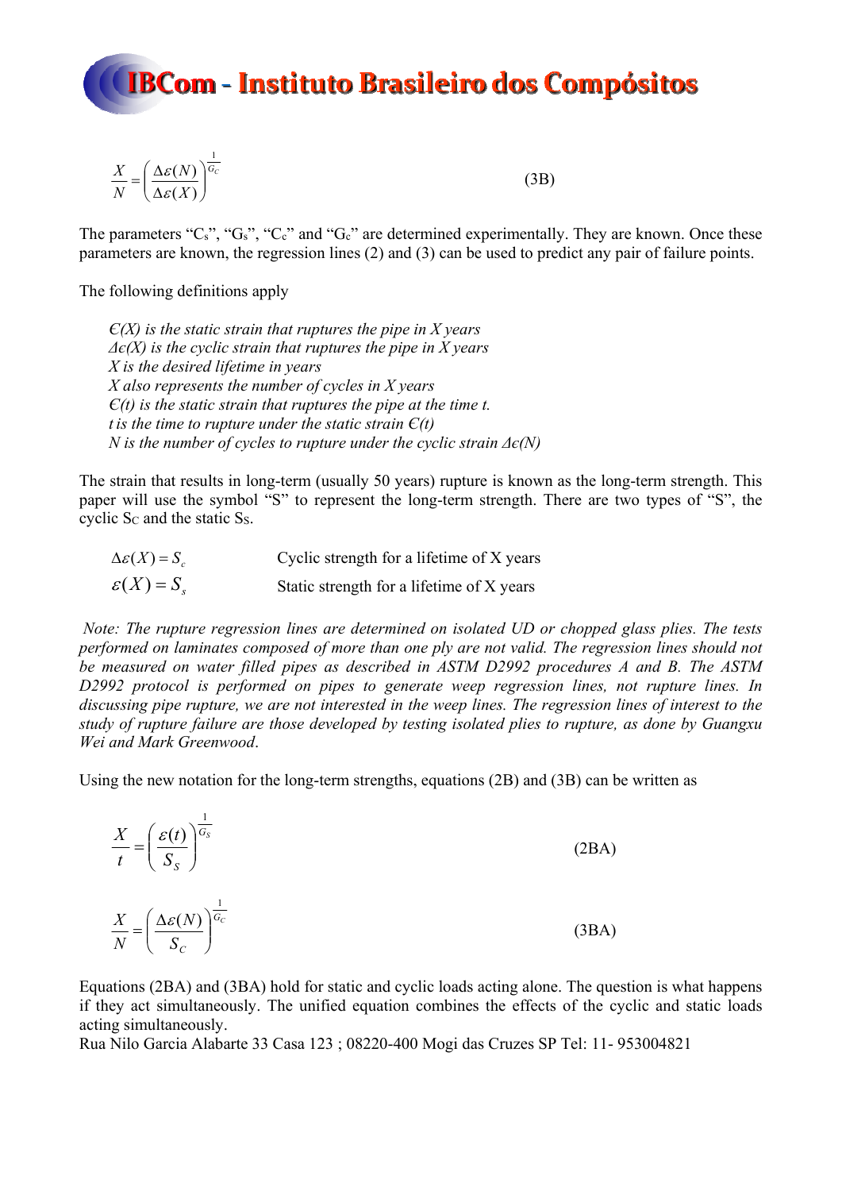$$\frac{X}{N} = \left( \frac{\Delta\varepsilon(N)}{\Delta\varepsilon(X)} \right)^{\frac{1}{G_C}} \tag{3B}$$

The parameters "$C_s$", "$G_s$", "$C_c$" and "$G_c$" are determined experimentally. They are known. Once these parameters are known, the regression lines (2) and (3) can be used to predict any pair of failure points.

The following definitions apply

> *Є(X) is the static strain that ruptures the pipe in X years*
> *Δє(X) is the cyclic strain that ruptures the pipe in X years*
> *X is the desired lifetime in years*
> *X also represents the number of cycles in X years*
> *Є(t) is the static strain that ruptures the pipe at the time t.*
> *t is the time to rupture under the static strain Є(t)*
> *N is the number of cycles to rupture under the cyclic strain Δє(N)*

The strain that results in long-term (usually 50 years) rupture is known as the long-term strength. This paper will use the symbol "S" to represent the long-term strength. There are two types of "S", the cyclic $S_C$ and the static $S_S$.

| | |
|---|---|
| $\Delta\varepsilon(X) = S_c$ | Cyclic strength for a lifetime of X years |
| $\varepsilon(X) = S_s$ | Static strength for a lifetime of X years |

*Note: The rupture regression lines are determined on isolated UD or chopped glass plies. The tests performed on laminates composed of more than one ply are not valid. The regression lines should not be measured on water filled pipes as described in ASTM D2992 procedures A and B. The ASTM D2992 protocol is performed on pipes to generate weep regression lines, not rupture lines. In discussing pipe rupture, we are not interested in the weep lines. The regression lines of interest to the study of rupture failure are those developed by testing isolated plies to rupture, as done by Guangxu Wei and Mark Greenwood*.

Using the new notation for the long-term strengths, equations (2B) and (3B) can be written as

$$\frac{X}{t} = \left( \frac{\varepsilon(t)}{S_S} \right)^{\frac{1}{G_S}} \tag{2BA}$$

$$\frac{X}{N} = \left( \frac{\Delta\varepsilon(N)}{S_C} \right)^{\frac{1}{G_C}} \tag{3BA}$$

Equations (2BA) and (3BA) hold for static and cyclic loads acting alone. The question is what happens if they act simultaneously. The unified equation combines the effects of the cyclic and static loads acting simultaneously.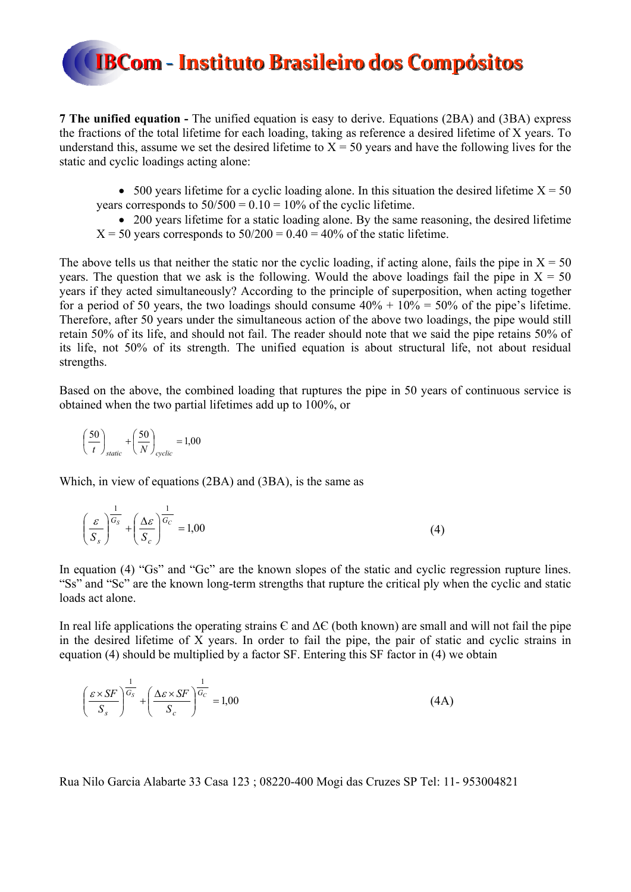**7 The unified equation -** The unified equation is easy to derive. Equations (2BA) and (3BA) express the fractions of the total lifetime for each loading, taking as reference a desired lifetime of X years. To understand this, assume we set the desired lifetime to X = 50 years and have the following lives for the static and cyclic loadings acting alone:

- 500 years lifetime for a cyclic loading alone. In this situation the desired lifetime X = 50 years corresponds to 50/500 = 0.10 = 10% of the cyclic lifetime.
- 200 years lifetime for a static loading alone. By the same reasoning, the desired lifetime X = 50 years corresponds to 50/200 = 0.40 = 40% of the static lifetime.

The above tells us that neither the static nor the cyclic loading, if acting alone, fails the pipe in X = 50 years. The question that we ask is the following. Would the above loadings fail the pipe in X = 50 years if they acted simultaneously? According to the principle of superposition, when acting together for a period of 50 years, the two loadings should consume 40% + 10% = 50% of the pipe's lifetime. Therefore, after 50 years under the simultaneous action of the above two loadings, the pipe would still retain 50% of its life, and should not fail. The reader should note that we said the pipe retains 50% of its life, not 50% of its strength. The unified equation is about structural life, not about residual strengths.

Based on the above, the combined loading that ruptures the pipe in 50 years of continuous service is obtained when the two partial lifetimes add up to 100%, or

$$\left(\frac{50}{t}\right)_{static} + \left(\frac{50}{N}\right)_{cyclic} = 1{,}00$$

Which, in view of equations (2BA) and (3BA), is the same as

$$\left(\frac{\varepsilon}{S_s}\right)^{\frac{1}{G_S}} + \left(\frac{\Delta\varepsilon}{S_c}\right)^{\frac{1}{G_C}} = 1{,}00 \qquad (4)$$

In equation (4) "Gs" and "Gc" are the known slopes of the static and cyclic regression rupture lines. "Ss" and "Sc" are the known long-term strengths that rupture the critical ply when the cyclic and static loads act alone.

In real life applications the operating strains Є and ΔЄ (both known) are small and will not fail the pipe in the desired lifetime of X years. In order to fail the pipe, the pair of static and cyclic strains in equation (4) should be multiplied by a factor SF. Entering this SF factor in (4) we obtain

$$\left(\frac{\varepsilon \times SF}{S_s}\right)^{\frac{1}{G_S}} + \left(\frac{\Delta\varepsilon \times SF}{S_c}\right)^{\frac{1}{G_C}} = 1{,}00 \qquad (4A)$$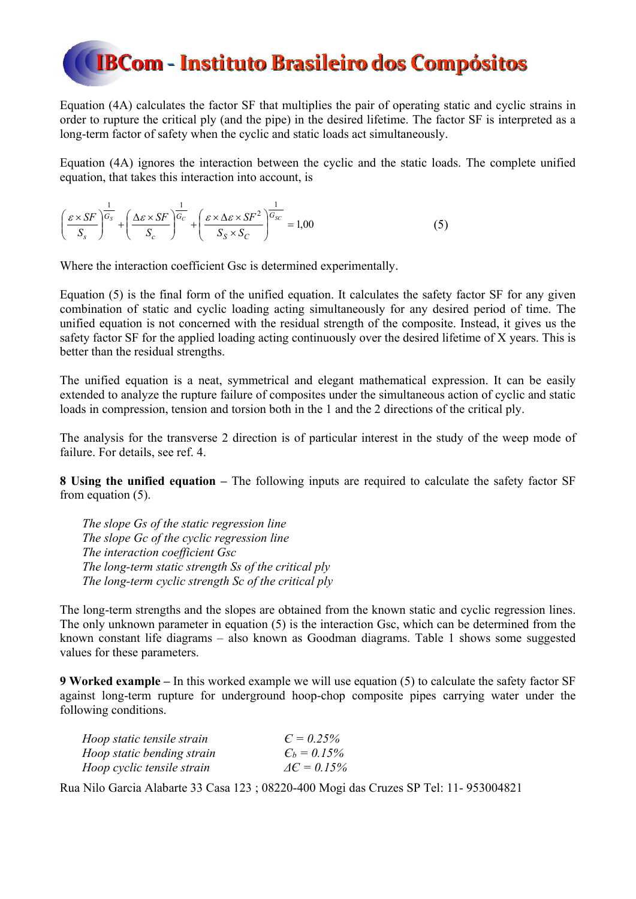Equation (4A) calculates the factor SF that multiplies the pair of operating static and cyclic strains in order to rupture the critical ply (and the pipe) in the desired lifetime. The factor SF is interpreted as a long-term factor of safety when the cyclic and static loads act simultaneously.

Equation (4A) ignores the interaction between the cyclic and the static loads. The complete unified equation, that takes this interaction into account, is

$$\left(\frac{\varepsilon \times SF}{S_s}\right)^{\frac{1}{G_S}} + \left(\frac{\Delta\varepsilon \times SF}{S_c}\right)^{\frac{1}{G_C}} + \left(\frac{\varepsilon \times \Delta\varepsilon \times SF^2}{S_S \times S_C}\right)^{\frac{1}{G_{SC}}} = 1{,}00 \qquad (5)$$

Where the interaction coefficient Gsc is determined experimentally.

Equation (5) is the final form of the unified equation. It calculates the safety factor SF for any given combination of static and cyclic loading acting simultaneously for any desired period of time. The unified equation is not concerned with the residual strength of the composite. Instead, it gives us the safety factor SF for the applied loading acting continuously over the desired lifetime of X years. This is better than the residual strengths.

The unified equation is a neat, symmetrical and elegant mathematical expression. It can be easily extended to analyze the rupture failure of composites under the simultaneous action of cyclic and static loads in compression, tension and torsion both in the 1 and the 2 directions of the critical ply.

The analysis for the transverse 2 direction is of particular interest in the study of the weep mode of failure. For details, see ref. 4.

**8 Using the unified equation –** The following inputs are required to calculate the safety factor SF from equation (5).

*The slope Gs of the static regression line*
*The slope Gc of the cyclic regression line*
*The interaction coefficient Gsc*
*The long-term static strength Ss of the critical ply*
*The long-term cyclic strength Sc of the critical ply*

The long-term strengths and the slopes are obtained from the known static and cyclic regression lines. The only unknown parameter in equation (5) is the interaction Gsc, which can be determined from the known constant life diagrams – also known as Goodman diagrams. Table 1 shows some suggested values for these parameters.

**9 Worked example –** In this worked example we will use equation (5) to calculate the safety factor SF against long-term rupture for underground hoop-chop composite pipes carrying water under the following conditions.

| | |
|---|---|
| *Hoop static tensile strain* | $\epsilon = 0.25\%$ |
| *Hoop static bending strain* | $\epsilon_b = 0.15\%$ |
| *Hoop cyclic tensile strain* | $\Delta\epsilon = 0.15\%$ |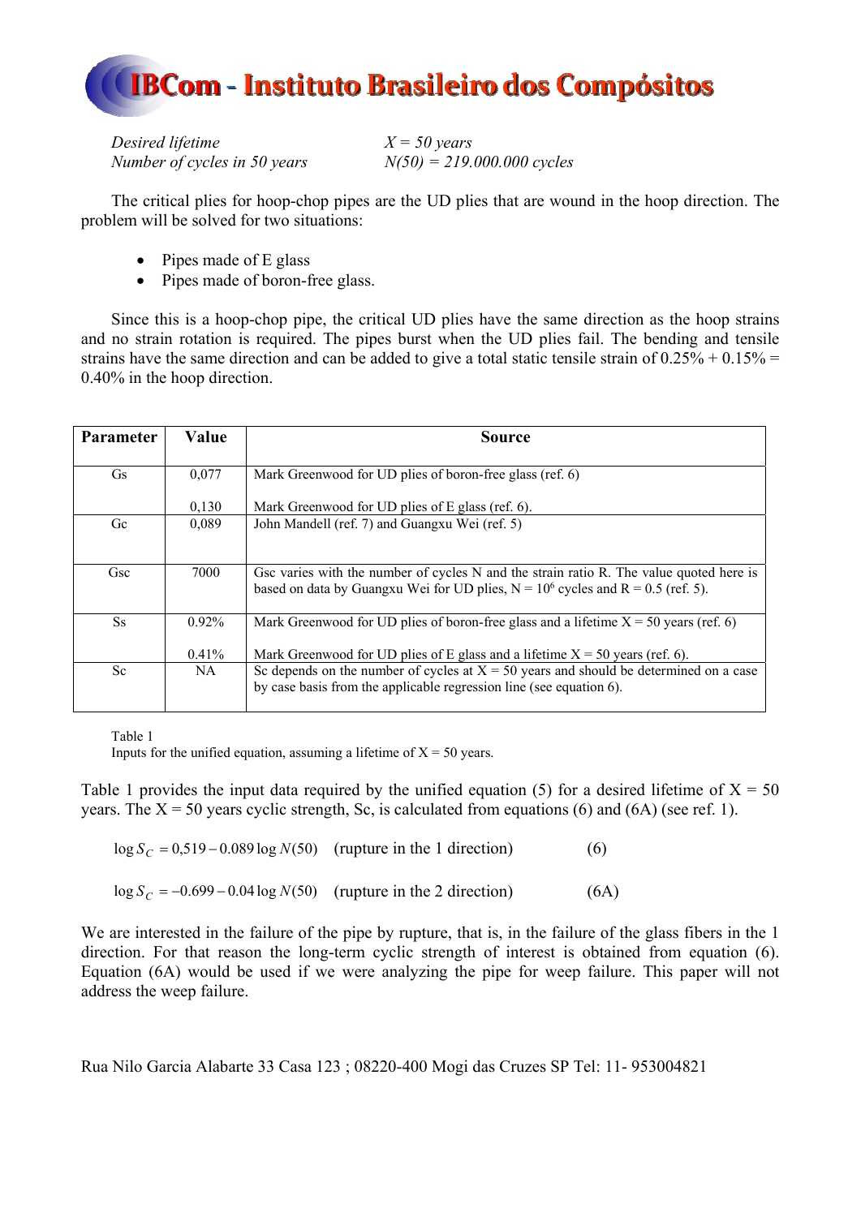*Desired lifetime* *X = 50 years*
*Number of cycles in 50 years* *N(50) = 219.000.000 cycles*

The critical plies for hoop-chop pipes are the UD plies that are wound in the hoop direction. The problem will be solved for two situations:

- Pipes made of E glass
- Pipes made of boron-free glass.

Since this is a hoop-chop pipe, the critical UD plies have the same direction as the hoop strains and no strain rotation is required. The pipes burst when the UD plies fail. The bending and tensile strains have the same direction and can be added to give a total static tensile strain of 0.25% + 0.15% = 0.40% in the hoop direction.

| Parameter | Value | Source |
|---|---|---|
| Gs | 0,077<br><br>0,130 | Mark Greenwood for UD plies of boron-free glass (ref. 6)<br><br>Mark Greenwood for UD plies of E glass (ref. 6). |
| Gc | 0,089 | John Mandell (ref. 7) and Guangxu Wei (ref. 5) |
| Gsc | 7000 | Gsc varies with the number of cycles N and the strain ratio R. The value quoted here is based on data by Guangxu Wei for UD plies, N = $10^6$ cycles and R = 0.5 (ref. 5). |
| Ss | 0.92%<br><br>0.41% | Mark Greenwood for UD plies of boron-free glass and a lifetime X = 50 years (ref. 6)<br><br>Mark Greenwood for UD plies of E glass and a lifetime X = 50 years (ref. 6). |
| Sc | NA | Sc depends on the number of cycles at X = 50 years and should be determined on a case by case basis from the applicable regression line (see equation 6). |

Table 1
Inputs for the unified equation, assuming a lifetime of X = 50 years.

Table 1 provides the input data required by the unified equation (5) for a desired lifetime of X = 50 years. The X = 50 years cyclic strength, Sc, is calculated from equations (6) and (6A) (see ref. 1).

$$\log S_C = 0{,}519 - 0.089 \log N(50) \quad \text{(rupture in the 1 direction)} \qquad (6)$$

$$\log S_C = -0.699 - 0.04 \log N(50) \quad \text{(rupture in the 2 direction)} \qquad (6A)$$

We are interested in the failure of the pipe by rupture, that is, in the failure of the glass fibers in the 1 direction. For that reason the long-term cyclic strength of interest is obtained from equation (6). Equation (6A) would be used if we were analyzing the pipe for weep failure. This paper will not address the weep failure.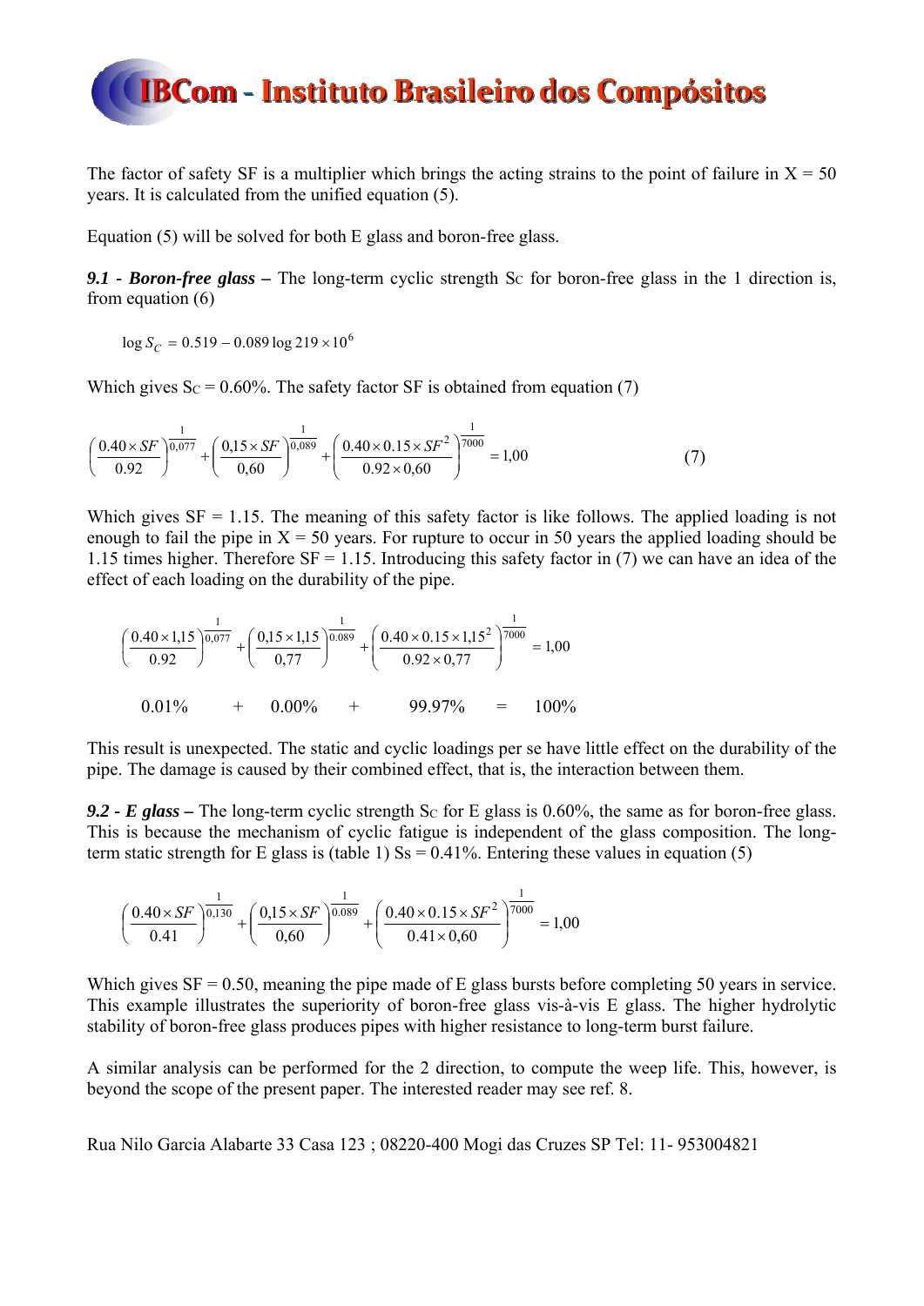The factor of safety SF is a multiplier which brings the acting strains to the point of failure in X = 50 years. It is calculated from the unified equation (5).

Equation (5) will be solved for both E glass and boron-free glass.

***9.1 - Boron-free glass –*** The long-term cyclic strength $S_C$ for boron-free glass in the 1 direction is, from equation (6)

$$\log S_C = 0.519 - 0.089 \log 219 \times 10^6$$

Which gives $S_C = 0.60\%$. The safety factor SF is obtained from equation (7)

$$\left(\frac{0.40 \times SF}{0.92}\right)^{\frac{1}{0,077}} + \left(\frac{0,15 \times SF}{0,60}\right)^{\frac{1}{0,089}} + \left(\frac{0.40 \times 0.15 \times SF^2}{0.92 \times 0,60}\right)^{\frac{1}{7000}} = 1,00 \qquad (7)$$

Which gives SF = 1.15. The meaning of this safety factor is like follows. The applied loading is not enough to fail the pipe in X = 50 years. For rupture to occur in 50 years the applied loading should be 1.15 times higher. Therefore SF = 1.15. Introducing this safety factor in (7) we can have an idea of the effect of each loading on the durability of the pipe.

$$\left(\frac{0.40 \times 1,15}{0.92}\right)^{\frac{1}{0,077}} + \left(\frac{0,15 \times 1,15}{0,77}\right)^{\frac{1}{0.089}} + \left(\frac{0.40 \times 0.15 \times 1,15^2}{0.92 \times 0,77}\right)^{\frac{1}{7000}} = 1,00$$

$$0.01\% \quad + \quad 0.00\% \quad + \quad 99.97\% \quad = \quad 100\%$$

This result is unexpected. The static and cyclic loadings per se have little effect on the durability of the pipe. The damage is caused by their combined effect, that is, the interaction between them.

***9.2 - E glass –*** The long-term cyclic strength $S_C$ for E glass is 0.60%, the same as for boron-free glass. This is because the mechanism of cyclic fatigue is independent of the glass composition. The long-term static strength for E glass is (table 1) $S_S = 0.41\%$. Entering these values in equation (5)

$$\left(\frac{0.40 \times SF}{0.41}\right)^{\frac{1}{0,130}} + \left(\frac{0,15 \times SF}{0,60}\right)^{\frac{1}{0.089}} + \left(\frac{0.40 \times 0.15 \times SF^2}{0.41 \times 0,60}\right)^{\frac{1}{7000}} = 1,00$$

Which gives SF = 0.50, meaning the pipe made of E glass bursts before completing 50 years in service. This example illustrates the superiority of boron-free glass vis-à-vis E glass. The higher hydrolytic stability of boron-free glass produces pipes with higher resistance to long-term burst failure.

A similar analysis can be performed for the 2 direction, to compute the weep life. This, however, is beyond the scope of the present paper. The interested reader may see ref. 8.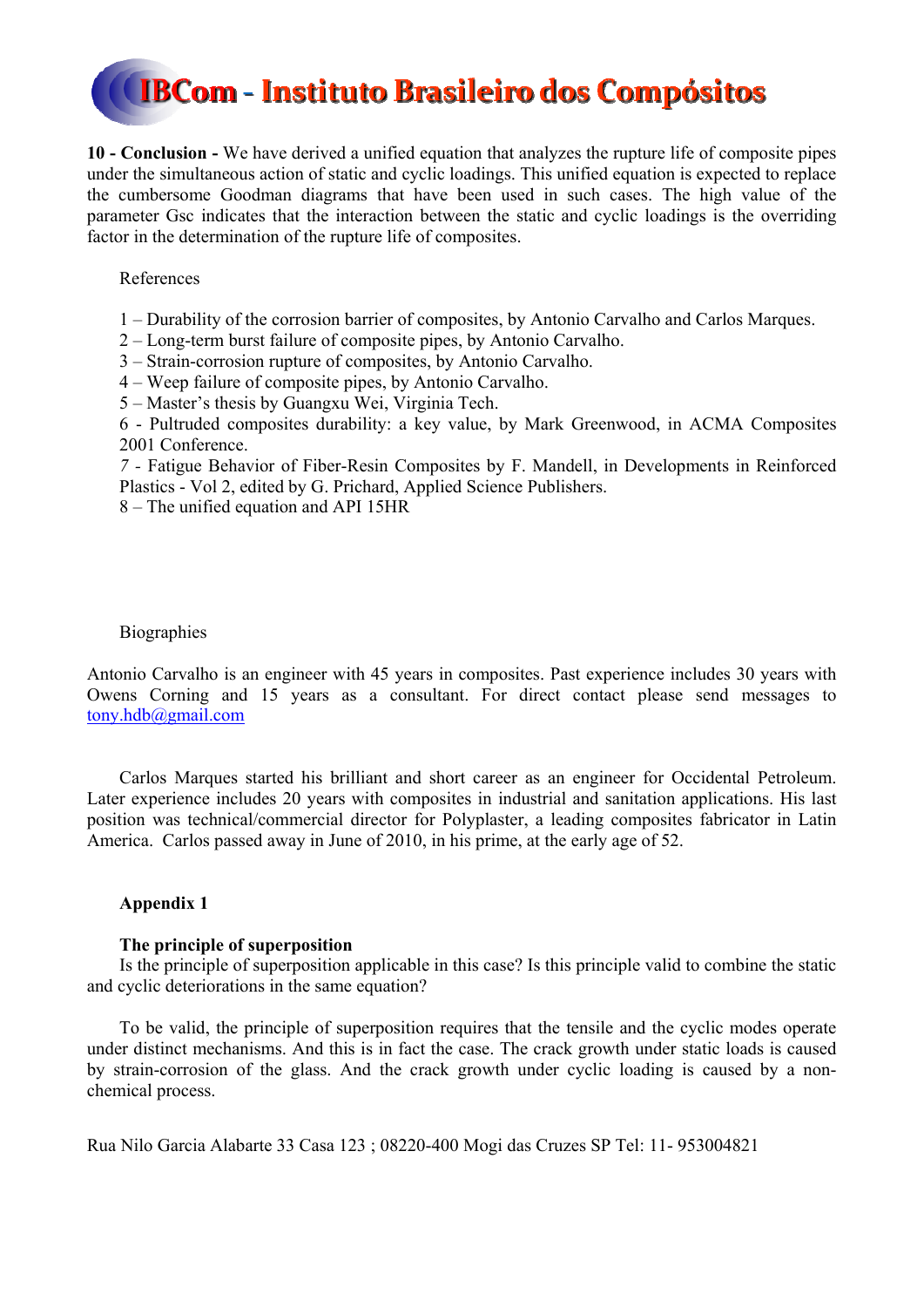**10 - Conclusion -** We have derived a unified equation that analyzes the rupture life of composite pipes under the simultaneous action of static and cyclic loadings. This unified equation is expected to replace the cumbersome Goodman diagrams that have been used in such cases. The high value of the parameter Gsc indicates that the interaction between the static and cyclic loadings is the overriding factor in the determination of the rupture life of composites.

References

1 – Durability of the corrosion barrier of composites, by Antonio Carvalho and Carlos Marques.
2 – Long-term burst failure of composite pipes, by Antonio Carvalho.
3 – Strain-corrosion rupture of composites, by Antonio Carvalho.
4 – Weep failure of composite pipes, by Antonio Carvalho.
5 – Master's thesis by Guangxu Wei, Virginia Tech.
6 - Pultruded composites durability: a key value, by Mark Greenwood, in ACMA Composites 2001 Conference.
7 - Fatigue Behavior of Fiber-Resin Composites by F. Mandell, in Developments in Reinforced Plastics - Vol 2, edited by G. Prichard, Applied Science Publishers.
8 – The unified equation and API 15HR

Biographies

Antonio Carvalho is an engineer with 45 years in composites. Past experience includes 30 years with Owens Corning and 15 years as a consultant. For direct contact please send messages to tony.hdb@gmail.com

Carlos Marques started his brilliant and short career as an engineer for Occidental Petroleum. Later experience includes 20 years with composites in industrial and sanitation applications. His last position was technical/commercial director for Polyplaster, a leading composites fabricator in Latin America. Carlos passed away in June of 2010, in his prime, at the early age of 52.

**Appendix 1**

**The principle of superposition**

Is the principle of superposition applicable in this case? Is this principle valid to combine the static and cyclic deteriorations in the same equation?

To be valid, the principle of superposition requires that the tensile and the cyclic modes operate under distinct mechanisms. And this is in fact the case. The crack growth under static loads is caused by strain-corrosion of the glass. And the crack growth under cyclic loading is caused by a non-chemical process.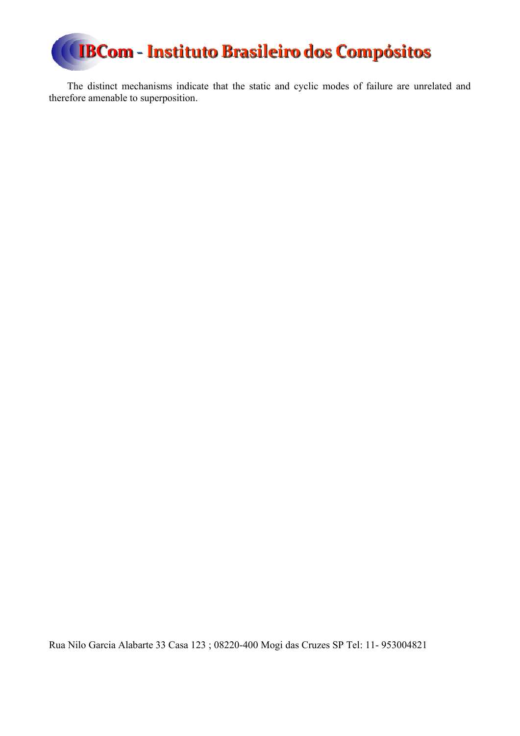The distinct mechanisms indicate that the static and cyclic modes of failure are unrelated and therefore amenable to superposition.